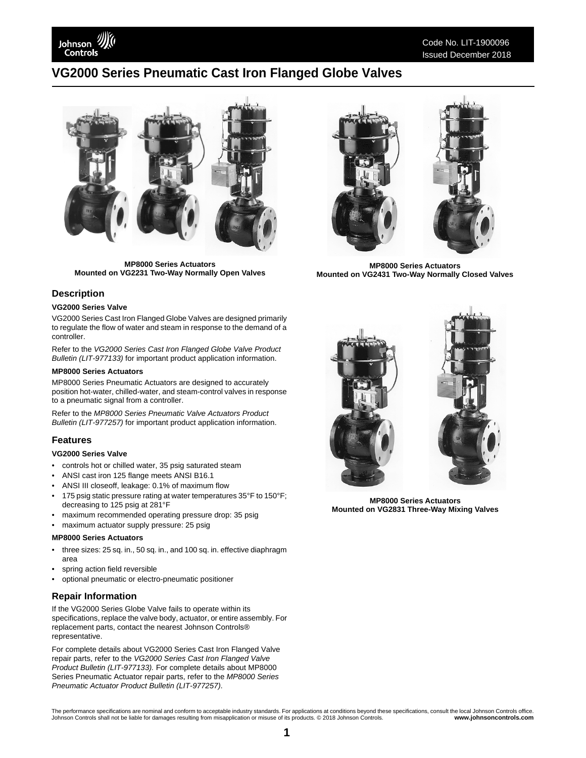# VG2000 Series Pneumatic Cast Iron Flanged Globe Valves

**MP8000 Series Actuators**
**Mounted on VG2231 Two-Way Normally Open Valves**

**MP8000 Series Actuators**
**Mounted on VG2431 Two-Way Normally Closed Valves**

**MP8000 Series Actuators**
**Mounted on VG2831 Three-Way Mixing Valves**

## Description

### VG2000 Series Valve

VG2000 Series Cast Iron Flanged Globe Valves are designed primarily to regulate the flow of water and steam in response to the demand of a controller.

Refer to the *VG2000 Series Cast Iron Flanged Globe Valve Product Bulletin (LIT-977133)* for important product application information.

### MP8000 Series Actuators

MP8000 Series Pneumatic Actuators are designed to accurately position hot-water, chilled-water, and steam-control valves in response to a pneumatic signal from a controller.

Refer to the *MP8000 Series Pneumatic Valve Actuators Product Bulletin (LIT-977257)* for important product application information.

## Features

### VG2000 Series Valve

- controls hot or chilled water, 35 psig saturated steam
- ANSI cast iron 125 flange meets ANSI B16.1
- ANSI III closeoff, leakage: 0.1% of maximum flow
- 175 psig static pressure rating at water temperatures 35°F to 150°F; decreasing to 125 psig at 281°F
- maximum recommended operating pressure drop: 35 psig
- maximum actuator supply pressure: 25 psig

### MP8000 Series Actuators

- three sizes: 25 sq. in., 50 sq. in., and 100 sq. in. effective diaphragm area
- spring action field reversible
- optional pneumatic or electro-pneumatic positioner

## Repair Information

If the VG2000 Series Globe Valve fails to operate within its specifications, replace the valve body, actuator, or entire assembly. For replacement parts, contact the nearest Johnson Controls® representative.

For complete details about VG2000 Series Cast Iron Flanged Valve repair parts, refer to the *VG2000 Series Cast Iron Flanged Valve Product Bulletin (LIT-977133).* For complete details about MP8000 Series Pneumatic Actuator repair parts, refer to the *MP8000 Series Pneumatic Actuator Product Bulletin (LIT-977257)*.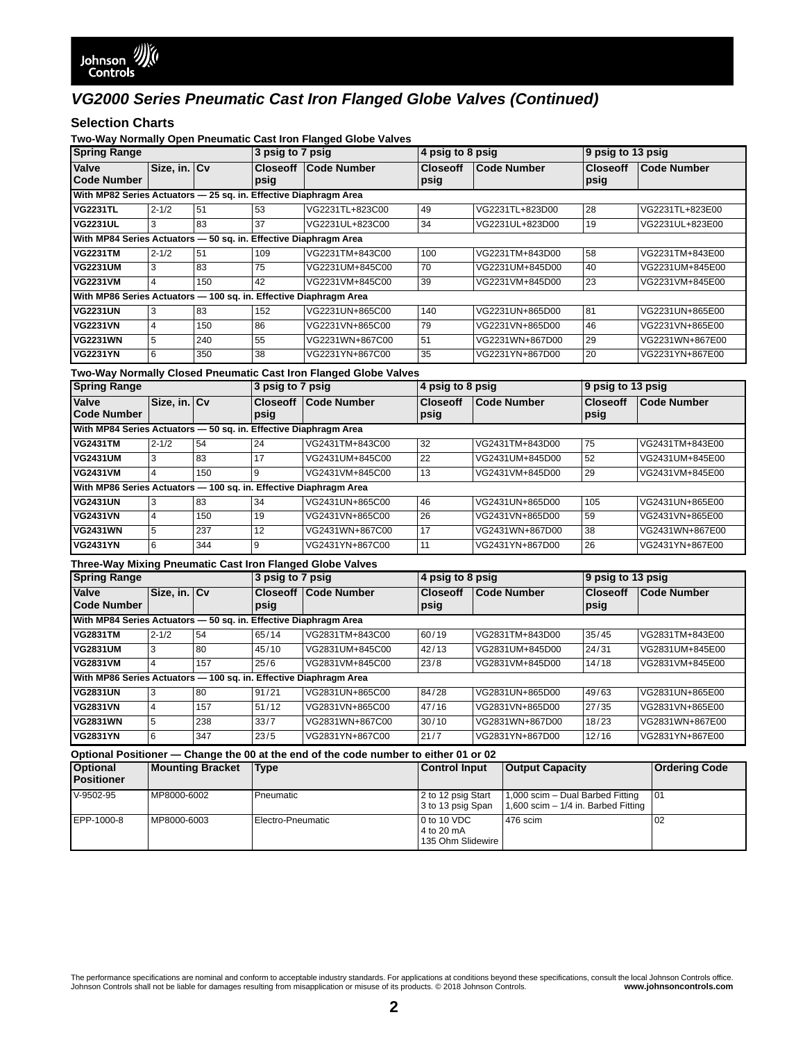## VG2000 Series Pneumatic Cast Iron Flanged Globe Valves (Continued)

### Selection Charts

**Two-Way Normally Open Pneumatic Cast Iron Flanged Globe Valves**

| Spring Range | | | 3 psig to 7 psig | | 4 psig to 8 psig | | 9 psig to 13 psig | |
|---|---|---|---|---|---|---|---|---|
| **Valve Code Number** | **Size, in.** | **Cv** | **Closeoff psig** | **Code Number** | **Closeoff psig** | **Code Number** | **Closeoff psig** | **Code Number** |
| **With MP82 Series Actuators — 25 sq. in. Effective Diaphragm Area** | | | | | | | | |
| **VG2231TL** | 2-1/2 | 51 | 53 | VG2231TL+823C00 | 49 | VG2231TL+823D00 | 28 | VG2231TL+823E00 |
| **VG2231UL** | 3 | 83 | 37 | VG2231UL+823C00 | 34 | VG2231UL+823D00 | 19 | VG2231UL+823E00 |
| **With MP84 Series Actuators — 50 sq. in. Effective Diaphragm Area** | | | | | | | | |
| **VG2231TM** | 2-1/2 | 51 | 109 | VG2231TM+843C00 | 100 | VG2231TM+843D00 | 58 | VG2231TM+843E00 |
| **VG2231UM** | 3 | 83 | 75 | VG2231UM+845C00 | 70 | VG2231UM+845D00 | 40 | VG2231UM+845E00 |
| **VG2231VM** | 4 | 150 | 42 | VG2231VM+845C00 | 39 | VG2231VM+845D00 | 23 | VG2231VM+845E00 |
| **With MP86 Series Actuators — 100 sq. in. Effective Diaphragm Area** | | | | | | | | |
| **VG2231UN** | 3 | 83 | 152 | VG2231UN+865C00 | 140 | VG2231UN+865D00 | 81 | VG2231UN+865E00 |
| **VG2231VN** | 4 | 150 | 86 | VG2231VN+865C00 | 79 | VG2231VN+865D00 | 46 | VG2231VN+865E00 |
| **VG2231WN** | 5 | 240 | 55 | VG2231WN+867C00 | 51 | VG2231WN+867D00 | 29 | VG2231WN+867E00 |
| **VG2231YN** | 6 | 350 | 38 | VG2231YN+867C00 | 35 | VG2231YN+867D00 | 20 | VG2231YN+867E00 |

**Two-Way Normally Closed Pneumatic Cast Iron Flanged Globe Valves**

| Spring Range | | | 3 psig to 7 psig | | 4 psig to 8 psig | | 9 psig to 13 psig | |
|---|---|---|---|---|---|---|---|---|
| **Valve Code Number** | **Size, in.** | **Cv** | **Closeoff psig** | **Code Number** | **Closeoff psig** | **Code Number** | **Closeoff psig** | **Code Number** |
| **With MP84 Series Actuators — 50 sq. in. Effective Diaphragm Area** | | | | | | | | |
| **VG2431TM** | 2-1/2 | 54 | 24 | VG2431TM+843C00 | 32 | VG2431TM+843D00 | 75 | VG2431TM+843E00 |
| **VG2431UM** | 3 | 83 | 17 | VG2431UM+845C00 | 22 | VG2431UM+845D00 | 52 | VG2431UM+845E00 |
| **VG2431VM** | 4 | 150 | 9 | VG2431VM+845C00 | 13 | VG2431VM+845D00 | 29 | VG2431VM+845E00 |
| **With MP86 Series Actuators — 100 sq. in. Effective Diaphragm Area** | | | | | | | | |
| **VG2431UN** | 3 | 83 | 34 | VG2431UN+865C00 | 46 | VG2431UN+865D00 | 105 | VG2431UN+865E00 |
| **VG2431VN** | 4 | 150 | 19 | VG2431VN+865C00 | 26 | VG2431VN+865D00 | 59 | VG2431VN+865E00 |
| **VG2431WN** | 5 | 237 | 12 | VG2431WN+867C00 | 17 | VG2431WN+867D00 | 38 | VG2431WN+867E00 |
| **VG2431YN** | 6 | 344 | 9 | VG2431YN+867C00 | 11 | VG2431YN+867D00 | 26 | VG2431YN+867E00 |

**Three-Way Mixing Pneumatic Cast Iron Flanged Globe Valves**

| Spring Range | | | 3 psig to 7 psig | | 4 psig to 8 psig | | 9 psig to 13 psig | |
|---|---|---|---|---|---|---|---|---|
| **Valve Code Number** | **Size, in.** | **Cv** | **Closeoff psig** | **Code Number** | **Closeoff psig** | **Code Number** | **Closeoff psig** | **Code Number** |
| **With MP84 Series Actuators — 50 sq. in. Effective Diaphragm Area** | | | | | | | | |
| **VG2831TM** | 2-1/2 | 54 | 65/14 | VG2831TM+843C00 | 60/19 | VG2831TM+843D00 | 35/45 | VG2831TM+843E00 |
| **VG2831UM** | 3 | 80 | 45/10 | VG2831UM+845C00 | 42/13 | VG2831UM+845D00 | 24/31 | VG2831UM+845E00 |
| **VG2831VM** | 4 | 157 | 25/6 | VG2831VM+845C00 | 23/8 | VG2831VM+845D00 | 14/18 | VG2831VM+845E00 |
| **With MP86 Series Actuators — 100 sq. in. Effective Diaphragm Area** | | | | | | | | |
| **VG2831UN** | 3 | 80 | 91/21 | VG2831UN+865C00 | 84/28 | VG2831UN+865D00 | 49/63 | VG2831UN+865E00 |
| **VG2831VN** | 4 | 157 | 51/12 | VG2831VN+865C00 | 47/16 | VG2831VN+865D00 | 27/35 | VG2831VN+865E00 |
| **VG2831WN** | 5 | 238 | 33/7 | VG2831WN+867C00 | 30/10 | VG2831WN+867D00 | 18/23 | VG2831WN+867E00 |
| **VG2831YN** | 6 | 347 | 23/5 | VG2831YN+867C00 | 21/7 | VG2831YN+867D00 | 12/16 | VG2831YN+867E00 |

**Optional Positioner — Change the 00 at the end of the code number to either 01 or 02**

| Optional Positioner | Mounting Bracket | Type | Control Input | Output Capacity | Ordering Code |
|---|---|---|---|---|---|
| V-9502-95 | MP8000-6002 | Pneumatic | 2 to 12 psig Start<br>3 to 13 psig Span | 1,000 scim – Dual Barbed Fitting<br>1,600 scim – 1/4 in. Barbed Fitting | 01 |
| EPP-1000-8 | MP8000-6003 | Electro-Pneumatic | 0 to 10 VDC<br>4 to 20 mA<br>135 Ohm Slidewire | 476 scim | 02 |

The performance specifications are nominal and conform to acceptable industry standards. For applications at conditions beyond these specifications, consult the local Johnson Controls office. Johnson Controls shall not be liable for damages resulting from misapplication or misuse of its products. © 2018 Johnson Controls. **www.johnsoncontrols.com**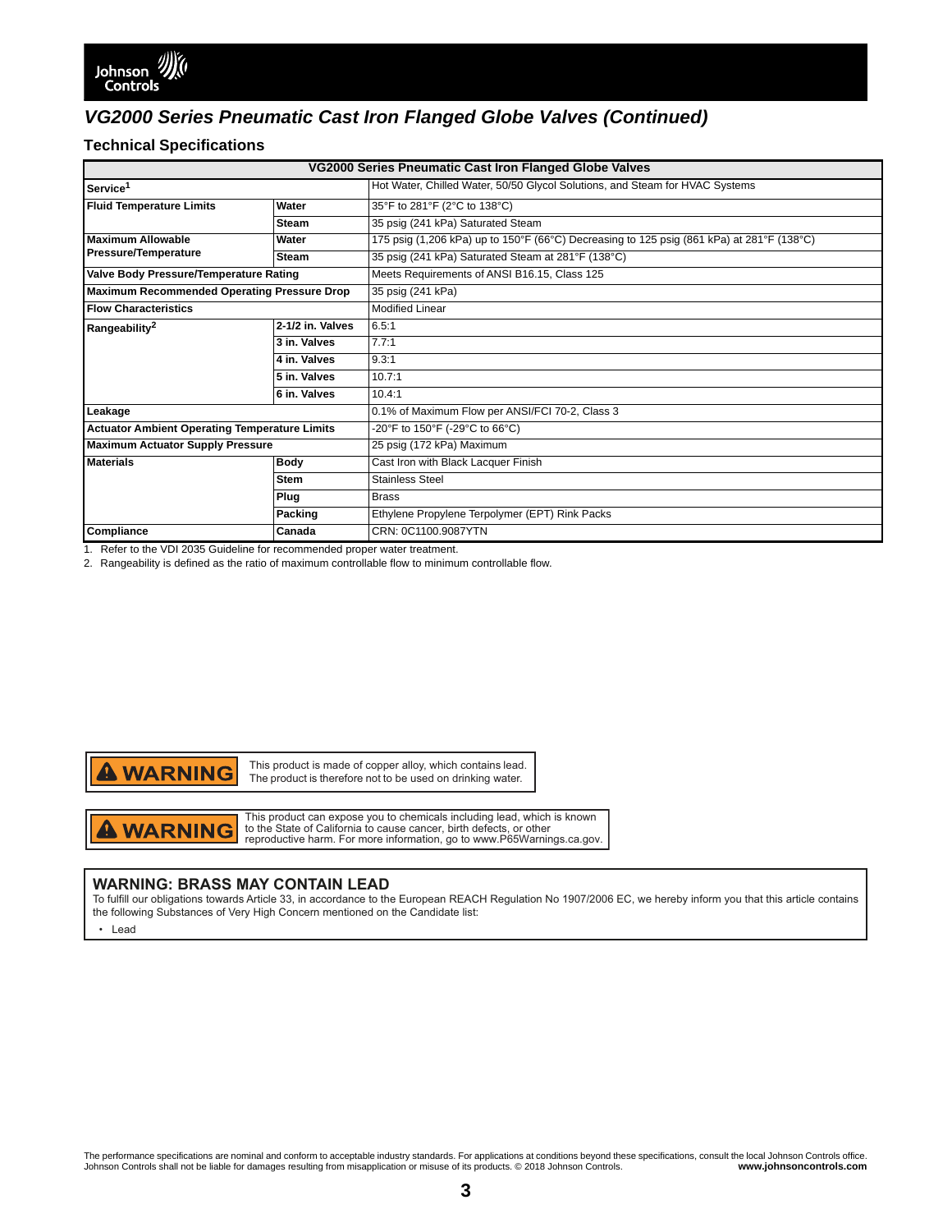# VG2000 Series Pneumatic Cast Iron Flanged Globe Valves (Continued)

## Technical Specifications

| VG2000 Series Pneumatic Cast Iron Flanged Globe Valves | | |
|---|---|---|
| **Service**[1] | | Hot Water, Chilled Water, 50/50 Glycol Solutions, and Steam for HVAC Systems |
| **Fluid Temperature Limits** | **Water** | 35°F to 281°F (2°C to 138°C) |
| | **Steam** | 35 psig (241 kPa) Saturated Steam |
| **Maximum Allowable Pressure/Temperature** | **Water** | 175 psig (1,206 kPa) up to 150°F (66°C) Decreasing to 125 psig (861 kPa) at 281°F (138°C) |
| | **Steam** | 35 psig (241 kPa) Saturated Steam at 281°F (138°C) |
| **Valve Body Pressure/Temperature Rating** | | Meets Requirements of ANSI B16.15, Class 125 |
| **Maximum Recommended Operating Pressure Drop** | | 35 psig (241 kPa) |
| **Flow Characteristics** | | Modified Linear |
| **Rangeability**[2] | **2-1/2 in. Valves** | 6.5:1 |
| | **3 in. Valves** | 7.7:1 |
| | **4 in. Valves** | 9.3:1 |
| | **5 in. Valves** | 10.7:1 |
| | **6 in. Valves** | 10.4:1 |
| **Leakage** | | 0.1% of Maximum Flow per ANSI/FCI 70-2, Class 3 |
| **Actuator Ambient Operating Temperature Limits** | | -20°F to 150°F (-29°C to 66°C) |
| **Maximum Actuator Supply Pressure** | | 25 psig (172 kPa) Maximum |
| **Materials** | **Body** | Cast Iron with Black Lacquer Finish |
| | **Stem** | Stainless Steel |
| | **Plug** | Brass |
| | **Packing** | Ethylene Propylene Terpolymer (EPT) Rink Packs |
| **Compliance** | **Canada** | CRN: 0C1100.9087YTN |

1. Refer to the VDI 2035 Guideline for recommended proper water treatment.
2. Rangeability is defined as the ratio of maximum controllable flow to minimum controllable flow.

**⚠ WARNING** This product is made of copper alloy, which contains lead. The product is therefore not to be used on drinking water.

**⚠ WARNING** This product can expose you to chemicals including lead, which is known to the State of California to cause cancer, birth defects, or other reproductive harm. For more information, go to www.P65Warnings.ca.gov.

### WARNING: BRASS MAY CONTAIN LEAD

To fulfill our obligations towards Article 33, in accordance to the European REACH Regulation No 1907/2006 EC, we hereby inform you that this article contains the following Substances of Very High Concern mentioned on the Candidate list:

- Lead

The performance specifications are nominal and conform to acceptable industry standards. For applications at conditions beyond these specifications, consult the local Johnson Controls office. Johnson Controls shall not be liable for damages resulting from misapplication or misuse of its products. © 2018 Johnson Controls. **www.johnsoncontrols.com**